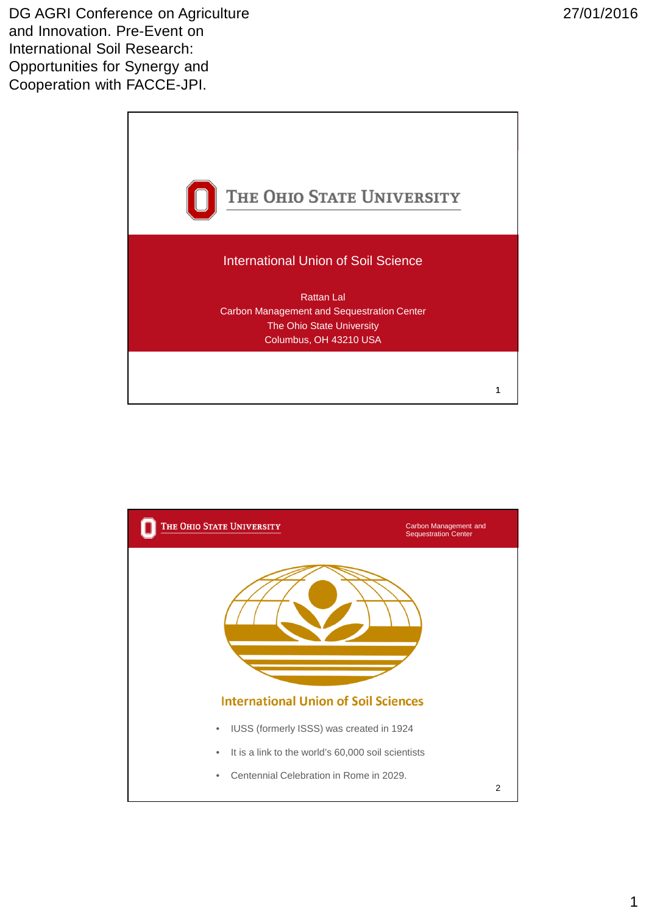DG AGRI Conference on Agriculture and Innovation. Pre-Event on International Soil Research: Opportunities for Synergy and Cooperation with FACCE-JPI.

27/01/2016

THE OHIO STATE UNIVERSITY

## International Union of Soil Science

Rattan Lal
Carbon Management and Sequestration Center
The Ohio State University
Columbus, OH 43210 USA

---

THE OHIO STATE UNIVERSITY — Carbon Management and Sequestration Center

## International Union of Soil Sciences

- IUSS (formerly ISSS) was created in 1924
- It is a link to the world's 60,000 soil scientists
- Centennial Celebration in Rome in 2029.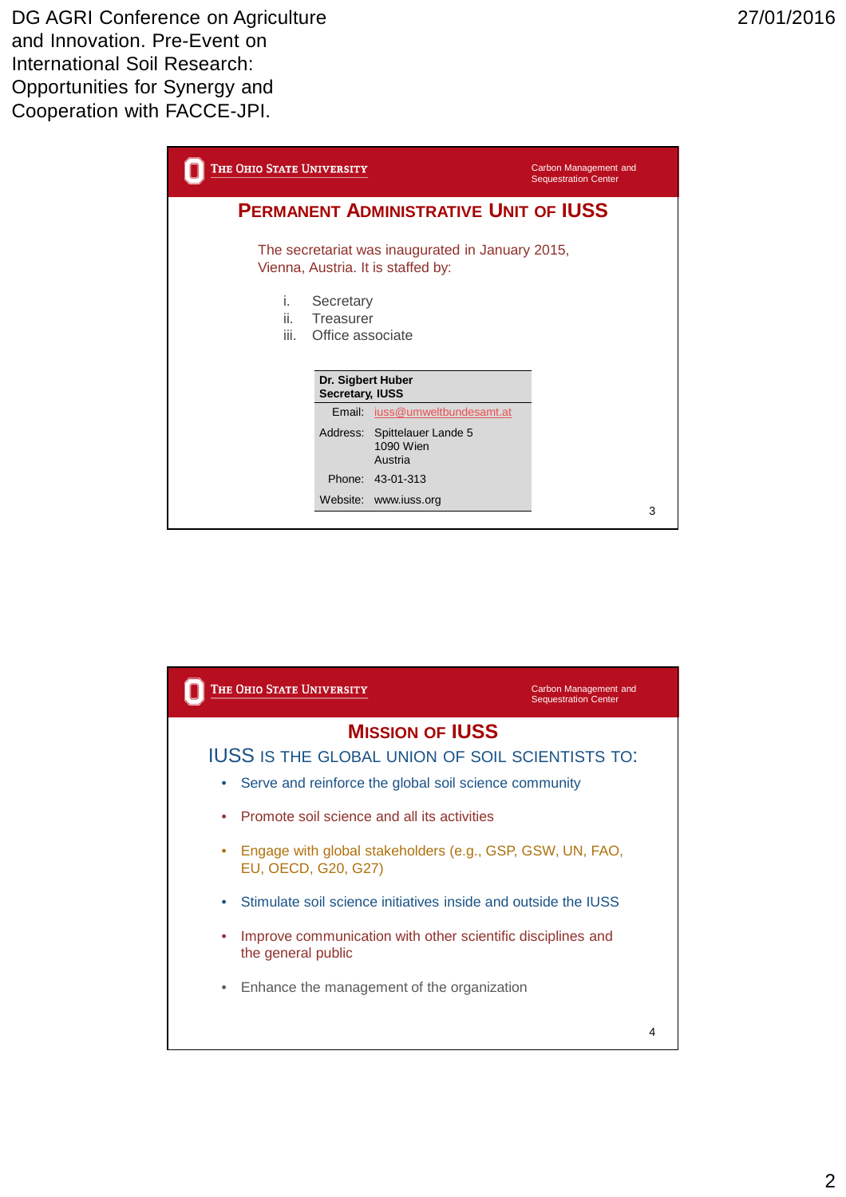## Permanent Administrative Unit of IUSS

The secretariat was inaugurated in January 2015, Vienna, Austria. It is staffed by:

- i. Secretary
- ii. Treasurer
- iii. Office associate

| **Dr. Sigbert Huber<br>Secretary, IUSS** | |
|---|---|
| Email: | iuss@umweltbundesamt.at |
| Address: | Spittelauer Lande 5<br>1090 Wien<br>Austria |
| Phone: | 43-01-313 |
| Website: | www.iuss.org |

## Mission of IUSS

IUSS IS THE GLOBAL UNION OF SOIL SCIENTISTS TO:

- Serve and reinforce the global soil science community
- Promote soil science and all its activities
- Engage with global stakeholders (e.g., GSP, GSW, UN, FAO, EU, OECD, G20, G27)
- Stimulate soil science initiatives inside and outside the IUSS
- Improve communication with other scientific disciplines and the general public
- Enhance the management of the organization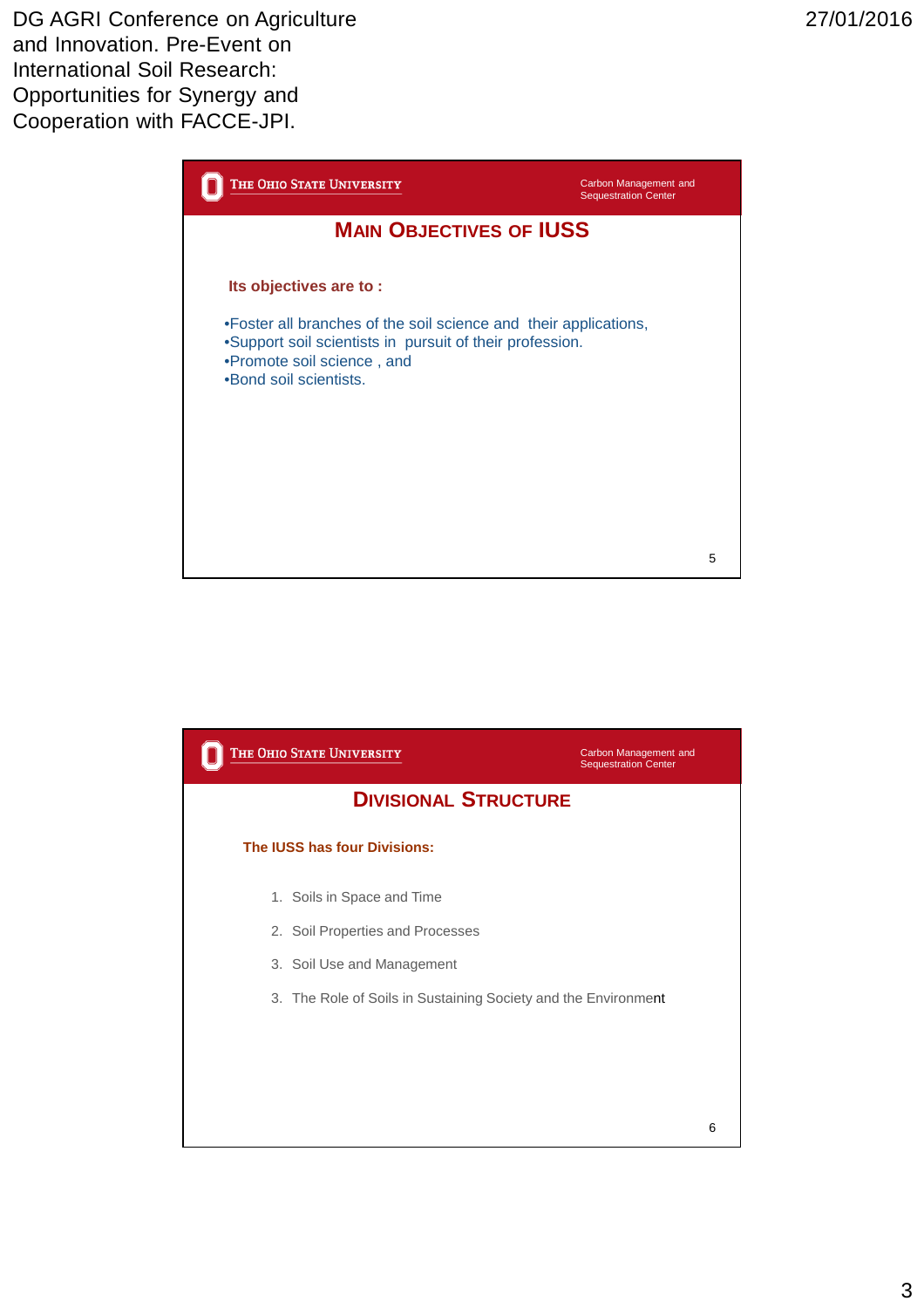## Main Objectives of IUSS

**Its objectives are to :**

- Foster all branches of the soil science and their applications,
- Support soil scientists in pursuit of their profession.
- Promote soil science , and
- Bond soil scientists.

## Divisional Structure

**The IUSS has four Divisions:**

1. Soils in Space and Time
2. Soil Properties and Processes
3. Soil Use and Management
3. The Role of Soils in Sustaining Society and the Environment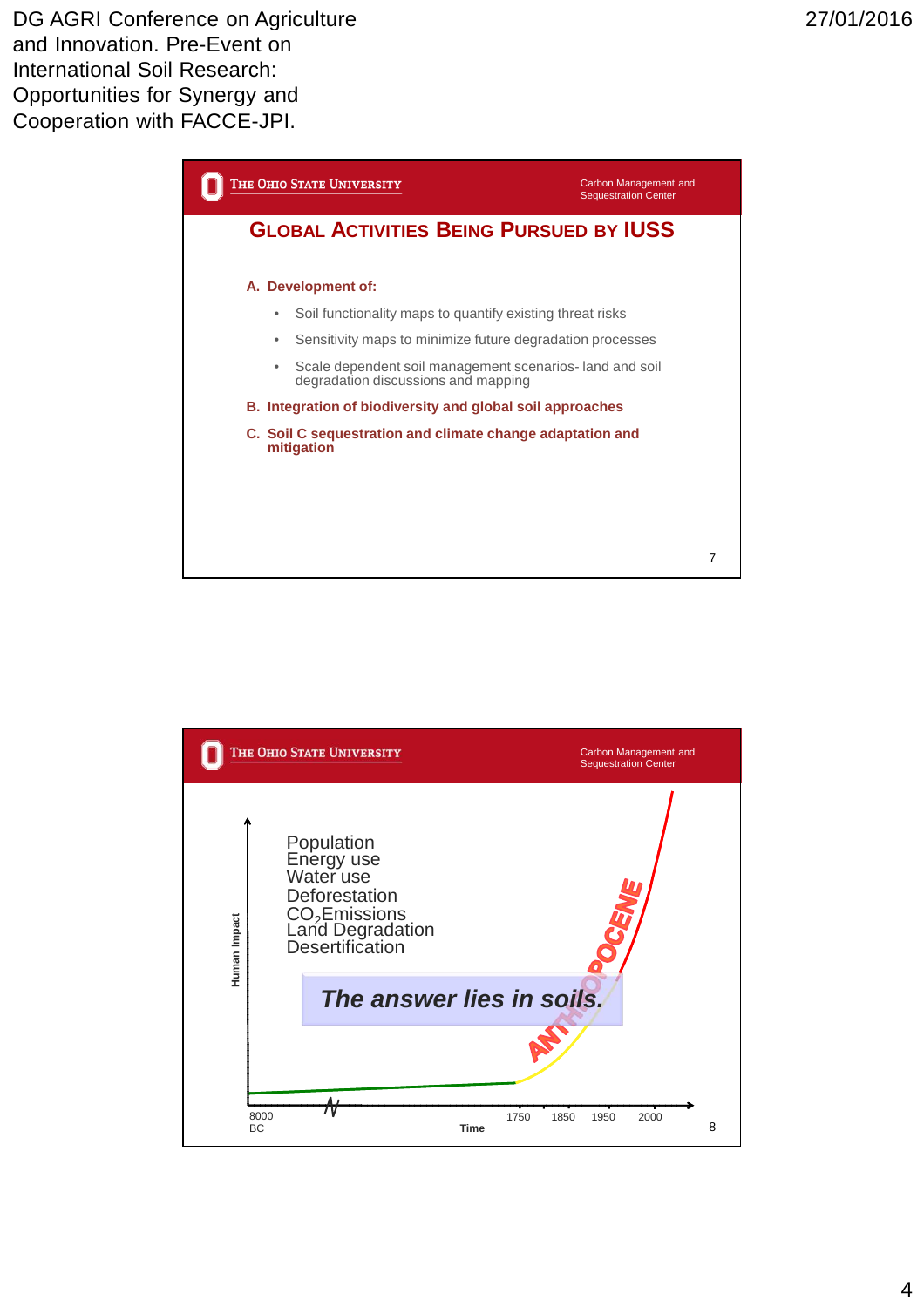## Global Activities Being Pursued by IUSS

**A. Development of:**

- Soil functionality maps to quantify existing threat risks
- Sensitivity maps to minimize future degradation processes
- Scale dependent soil management scenarios- land and soil degradation discussions and mapping

**B. Integration of biodiversity and global soil approaches**

**C. Soil C sequestration and climate change adaptation and mitigation**

---

Population
Energy use
Water use
Deforestation
$CO_2$ Emissions
Land Degradation
Desertification

***The answer lies in soils.***

ANTHROPOCENE

Human Impact

8000 BC — 1750 — 1850 — 1950 — 2000

Time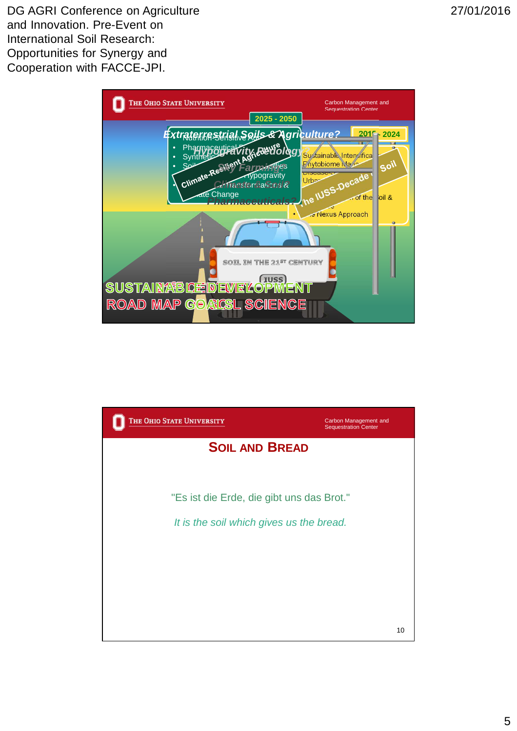DG AGRI Conference on Agriculture and Innovation. Pre-Event on International Soil Research: Opportunities for Synergy and Cooperation with FACCE-JPI.

27/01/2016

THE OHIO STATE UNIVERSITY

Carbon Management and Sequestration Center

2025 - 2050

Extraterrestrial Soils & Agriculture?

Hypogravity Pedology?

Sky Farming?

Climate-Resilient Agriculture

Pharmaceuticals?

- Nutrition-Sensitive Ag.
- Pharmaceutical
- Synthetic
- Soil
- Climate Change

2016 - 2024

The IUSS-Decade of Soil

- Sustainable Intensification
- Phytobiome
- Disease
- Urban
- of the Soil &
- Nexus Approach

SOIL IN THE 21ST CENTURY

IUSS

SUSTAINABLE DEVELOPMENT

ROAD MAP GOALS

SOIL SCIENCE

THE OHIO STATE UNIVERSITY

Carbon Management and Sequestration Center

## SOIL AND BREAD

"Es ist die Erde, die gibt uns das Brot."

*It is the soil which gives us the bread.*